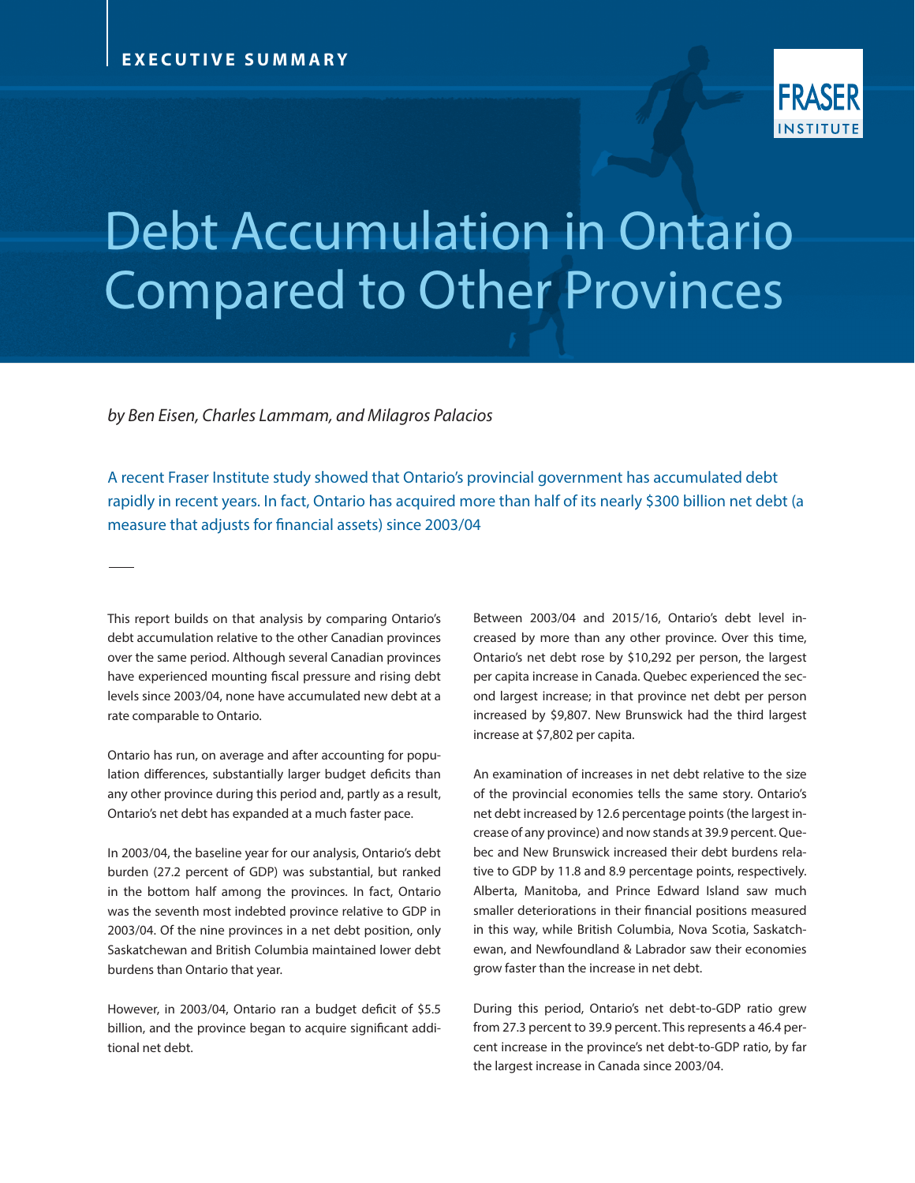EXECUTIVE SUMMARY

FRASER INSTITUTE

# Debt Accumulation in Ontario Compared to Other Provinces

*by Ben Eisen, Charles Lammam, and Milagros Palacios*

A recent Fraser Institute study showed that Ontario's provincial government has accumulated debt rapidly in recent years. In fact, Ontario has acquired more than half of its nearly $300 billion net debt (a measure that adjusts for financial assets) since 2003/04

This report builds on that analysis by comparing Ontario's debt accumulation relative to the other Canadian provinces over the same period. Although several Canadian provinces have experienced mounting fiscal pressure and rising debt levels since 2003/04, none have accumulated new debt at a rate comparable to Ontario.

Ontario has run, on average and after accounting for population differences, substantially larger budget deficits than any other province during this period and, partly as a result, Ontario's net debt has expanded at a much faster pace.

In 2003/04, the baseline year for our analysis, Ontario's debt burden (27.2 percent of GDP) was substantial, but ranked in the bottom half among the provinces. In fact, Ontario was the seventh most indebted province relative to GDP in 2003/04. Of the nine provinces in a net debt position, only Saskatchewan and British Columbia maintained lower debt burdens than Ontario that year.

However, in 2003/04, Ontario ran a budget deficit of $5.5 billion, and the province began to acquire significant additional net debt.

Between 2003/04 and 2015/16, Ontario's debt level increased by more than any other province. Over this time, Ontario's net debt rose by $10,292 per person, the largest per capita increase in Canada. Quebec experienced the second largest increase; in that province net debt per person increased by $9,807. New Brunswick had the third largest increase at $7,802 per capita.

An examination of increases in net debt relative to the size of the provincial economies tells the same story. Ontario's net debt increased by 12.6 percentage points (the largest increase of any province) and now stands at 39.9 percent. Quebec and New Brunswick increased their debt burdens relative to GDP by 11.8 and 8.9 percentage points, respectively. Alberta, Manitoba, and Prince Edward Island saw much smaller deteriorations in their financial positions measured in this way, while British Columbia, Nova Scotia, Saskatchewan, and Newfoundland & Labrador saw their economies grow faster than the increase in net debt.

During this period, Ontario's net debt-to-GDP ratio grew from 27.3 percent to 39.9 percent. This represents a 46.4 percent increase in the province's net debt-to-GDP ratio, by far the largest increase in Canada since 2003/04.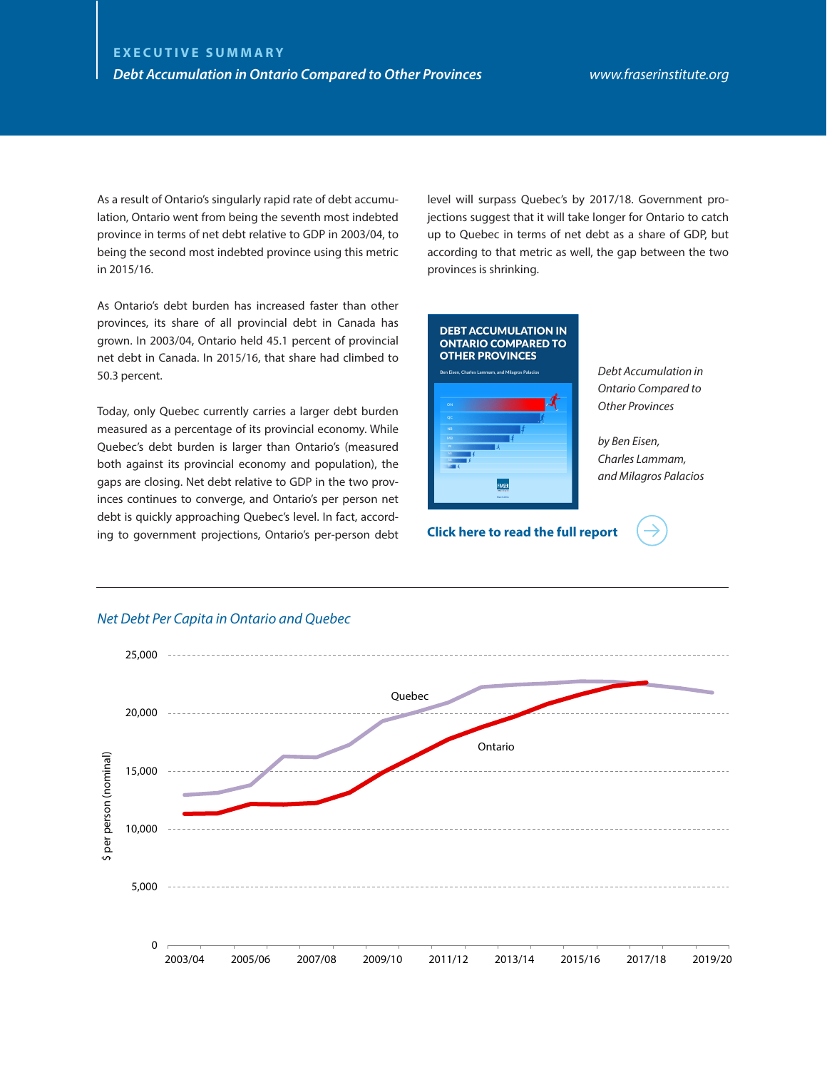As a result of Ontario's singularly rapid rate of debt accumulation, Ontario went from being the seventh most indebted province in terms of net debt relative to GDP in 2003/04, to being the second most indebted province using this metric in 2015/16.

As Ontario's debt burden has increased faster than other provinces, its share of all provincial debt in Canada has grown. In 2003/04, Ontario held 45.1 percent of provincial net debt in Canada. In 2015/16, that share had climbed to 50.3 percent.

Today, only Quebec currently carries a larger debt burden measured as a percentage of its provincial economy. While Quebec's debt burden is larger than Ontario's (measured both against its provincial economy and population), the gaps are closing. Net debt relative to GDP in the two provinces continues to converge, and Ontario's per person net debt is quickly approaching Quebec's level. In fact, according to government projections, Ontario's per-person debt level will surpass Quebec's by 2017/18. Government projections suggest that it will take longer for Ontario to catch up to Quebec in terms of net debt as a share of GDP, but according to that metric as well, the gap between the two provinces is shrinking.

*Debt Accumulation in Ontario Compared to Other Provinces*

*by Ben Eisen, Charles Lammam, and Milagros Palacios*

**Click here to read the full report**

*Net Debt Per Capita in Ontario and Quebec*

25,000
20,000
15,000
10,000
5,000
0

$ per person (nominal)

Quebec
Ontario

2003/04 2005/06 2007/08 2009/10 2011/12 2013/14 2015/16 2017/18 2019/20